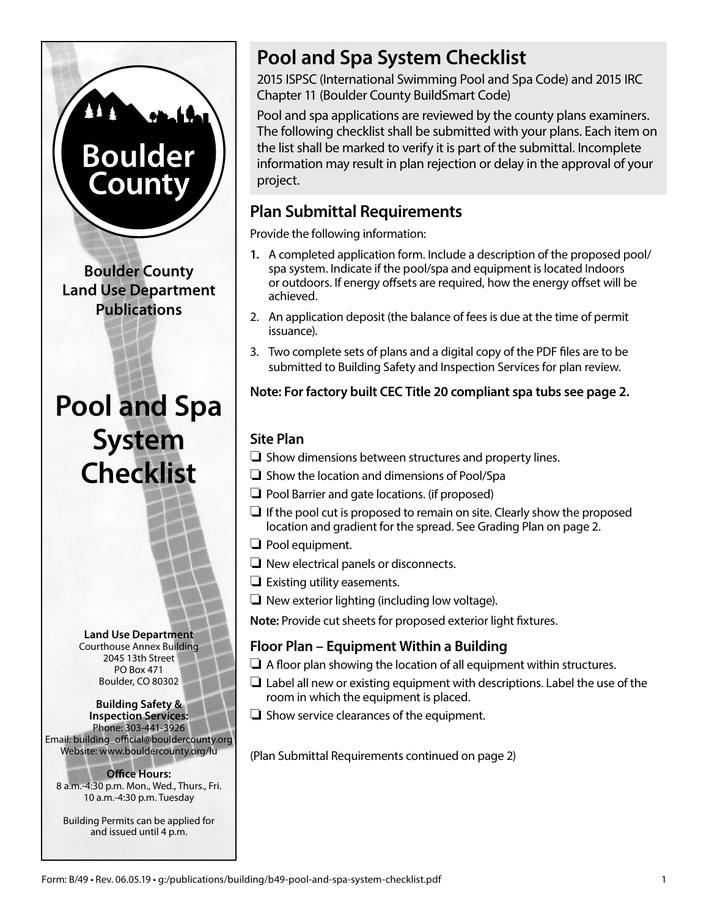# Pool and Spa System Checklist

2015 ISPSC (International Swimming Pool and Spa Code) and 2015 IRC Chapter 11 (Boulder County BuildSmart Code)

Pool and spa applications are reviewed by the county plans examiners. The following checklist shall be submitted with your plans. Each item on the list shall be marked to verify it is part of the submittal. Incomplete information may result in plan rejection or delay in the approval of your project.

## Plan Submittal Requirements

Provide the following information:

1. A completed application form. Include a description of the proposed pool/spa system. Indicate if the pool/spa and equipment is located Indoors or outdoors. If energy offsets are required, how the energy offset will be achieved.
2. An application deposit (the balance of fees is due at the time of permit issuance).
3. Two complete sets of plans and a digital copy of the PDF files are to be submitted to Building Safety and Inspection Services for plan review.

**Note: For factory built CEC Title 20 compliant spa tubs see page 2.**

### Site Plan

- ❏ Show dimensions between structures and property lines.
- ❏ Show the location and dimensions of Pool/Spa
- ❏ Pool Barrier and gate locations. (if proposed)
- ❏ If the pool cut is proposed to remain on site. Clearly show the proposed location and gradient for the spread. See Grading Plan on page 2.
- ❏ Pool equipment.
- ❏ New electrical panels or disconnects.
- ❏ Existing utility easements.
- ❏ New exterior lighting (including low voltage).

**Note:** Provide cut sheets for proposed exterior light fixtures.

### Floor Plan – Equipment Within a Building

- ❏ A floor plan showing the location of all equipment within structures.
- ❏ Label all new or existing equipment with descriptions. Label the use of the room in which the equipment is placed.
- ❏ Show service clearances of the equipment.

(Plan Submittal Requirements continued on page 2)

---

**Boulder County**

**Boulder County Land Use Department Publications**

**Pool and Spa System Checklist**

**Land Use Department**
Courthouse Annex Building
2045 13th Street
PO Box 471
Boulder, CO 80302

**Building Safety & Inspection Services:**
Phone: 303-441-3926
Email: building_official@bouldercounty.org
Website: www.bouldercounty.org/lu

**Office Hours:**
8 a.m.-4:30 p.m. Mon., Wed., Thurs., Fri.
10 a.m.-4:30 p.m. Tuesday

Building Permits can be applied for and issued until 4 p.m.

Form: B/49 • Rev. 06.05.19 • g:/publications/building/b49-pool-and-spa-system-checklist.pdf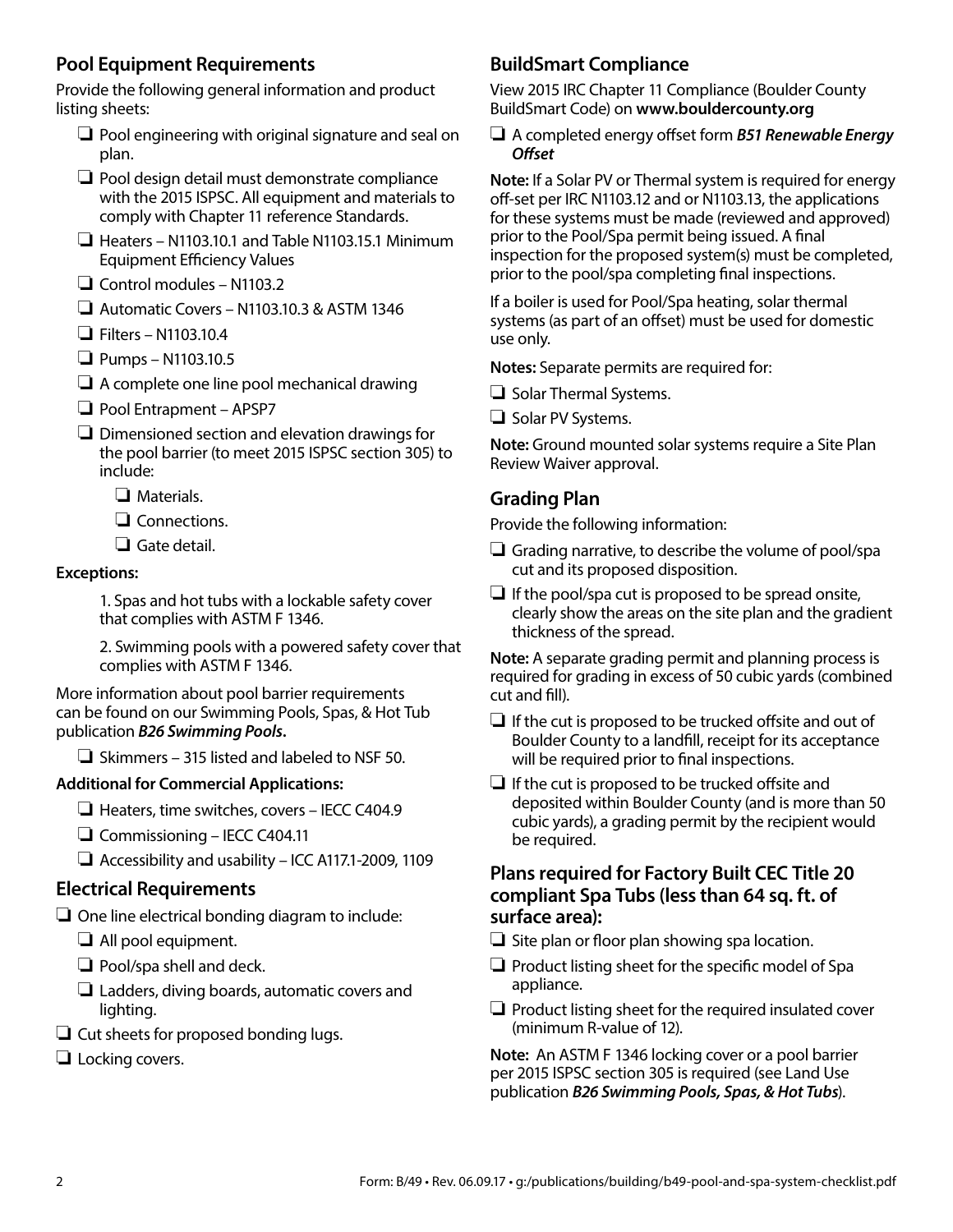## Pool Equipment Requirements

Provide the following general information and product listing sheets:

- ❑ Pool engineering with original signature and seal on plan.
- ❑ Pool design detail must demonstrate compliance with the 2015 ISPSC. All equipment and materials to comply with Chapter 11 reference Standards.
- ❑ Heaters – N1103.10.1 and Table N1103.15.1 Minimum Equipment Efficiency Values
- ❑ Control modules – N1103.2
- ❑ Automatic Covers – N1103.10.3 & ASTM 1346
- ❑ Filters – N1103.10.4
- ❑ Pumps – N1103.10.5
- ❑ A complete one line pool mechanical drawing
- ❑ Pool Entrapment – APSP7
- ❑ Dimensioned section and elevation drawings for the pool barrier (to meet 2015 ISPSC section 305) to include:
  - ❑ Materials.
  - ❑ Connections.
  - ❑ Gate detail.

**Exceptions:**

1. Spas and hot tubs with a lockable safety cover that complies with ASTM F 1346.

2. Swimming pools with a powered safety cover that complies with ASTM F 1346.

More information about pool barrier requirements can be found on our Swimming Pools, Spas, & Hot Tub publication ***B26 Swimming Pools*.**

- ❑ Skimmers – 315 listed and labeled to NSF 50.

**Additional for Commercial Applications:**

- ❑ Heaters, time switches, covers – IECC C404.9
- ❑ Commissioning – IECC C404.11
- ❑ Accessibility and usability – ICC A117.1-2009, 1109

## Electrical Requirements

- ❑ One line electrical bonding diagram to include:
  - ❑ All pool equipment.
  - ❑ Pool/spa shell and deck.
  - ❑ Ladders, diving boards, automatic covers and lighting.
- ❑ Cut sheets for proposed bonding lugs.
- ❑ Locking covers.

## BuildSmart Compliance

View 2015 IRC Chapter 11 Compliance (Boulder County BuildSmart Code) on **www.bouldercounty.org**

- ❑ A completed energy offset form ***B51 Renewable Energy Offset***

**Note:** If a Solar PV or Thermal system is required for energy off-set per IRC N1103.12 and or N1103.13, the applications for these systems must be made (reviewed and approved) prior to the Pool/Spa permit being issued. A final inspection for the proposed system(s) must be completed, prior to the pool/spa completing final inspections.

If a boiler is used for Pool/Spa heating, solar thermal systems (as part of an offset) must be used for domestic use only.

**Notes:** Separate permits are required for:

- ❑ Solar Thermal Systems.
- ❑ Solar PV Systems.

**Note:** Ground mounted solar systems require a Site Plan Review Waiver approval.

## Grading Plan

Provide the following information:

- ❑ Grading narrative, to describe the volume of pool/spa cut and its proposed disposition.
- ❑ If the pool/spa cut is proposed to be spread onsite, clearly show the areas on the site plan and the gradient thickness of the spread.

**Note:** A separate grading permit and planning process is required for grading in excess of 50 cubic yards (combined cut and fill).

- ❑ If the cut is proposed to be trucked offsite and out of Boulder County to a landfill, receipt for its acceptance will be required prior to final inspections.
- ❑ If the cut is proposed to be trucked offsite and deposited within Boulder County (and is more than 50 cubic yards), a grading permit by the recipient would be required.

## Plans required for Factory Built CEC Title 20 compliant Spa Tubs (less than 64 sq. ft. of surface area):

- ❑ Site plan or floor plan showing spa location.
- ❑ Product listing sheet for the specific model of Spa appliance.
- ❑ Product listing sheet for the required insulated cover (minimum R-value of 12).

**Note:** An ASTM F 1346 locking cover or a pool barrier per 2015 ISPSC section 305 is required (see Land Use publication ***B26 Swimming Pools, Spas, & Hot Tubs***).

Form: B/49 • Rev. 06.09.17 • g:/publications/building/b49-pool-and-spa-system-checklist.pdf